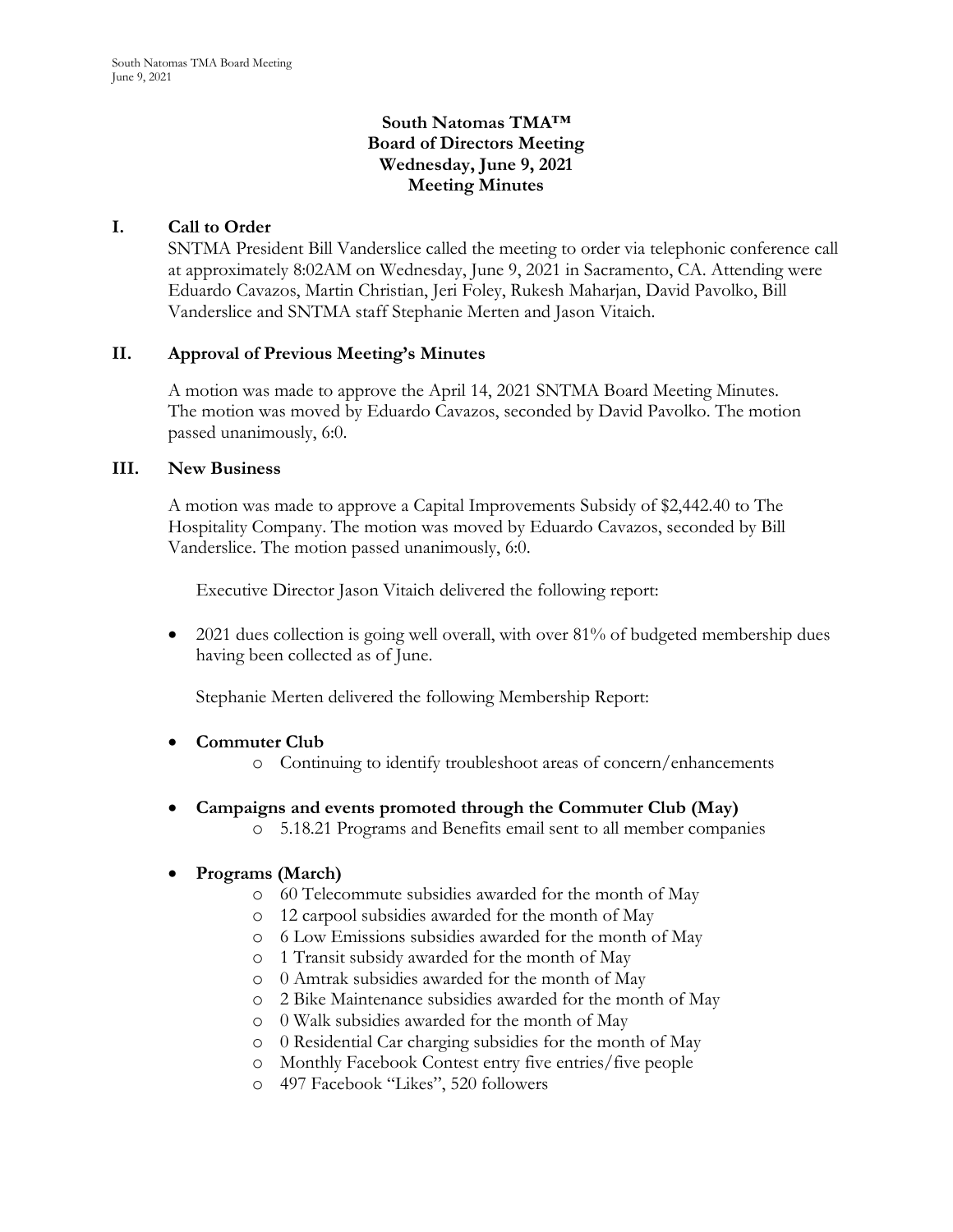# South Natomas TMA™
# Board of Directors Meeting
# Wednesday, June 9, 2021
# Meeting Minutes

## I. Call to Order

SNTMA President Bill Vanderslice called the meeting to order via telephonic conference call at approximately 8:02AM on Wednesday, June 9, 2021 in Sacramento, CA. Attending were Eduardo Cavazos, Martin Christian, Jeri Foley, Rukesh Maharjan, David Pavolko, Bill Vanderslice and SNTMA staff Stephanie Merten and Jason Vitaich.

## II. Approval of Previous Meeting's Minutes

A motion was made to approve the April 14, 2021 SNTMA Board Meeting Minutes. The motion was moved by Eduardo Cavazos, seconded by David Pavolko. The motion passed unanimously, 6:0.

## III. New Business

A motion was made to approve a Capital Improvements Subsidy of $2,442.40 to The Hospitality Company. The motion was moved by Eduardo Cavazos, seconded by Bill Vanderslice. The motion passed unanimously, 6:0.

Executive Director Jason Vitaich delivered the following report:

- 2021 dues collection is going well overall, with over 81% of budgeted membership dues having been collected as of June.

Stephanie Merten delivered the following Membership Report:

- **Commuter Club**
  - Continuing to identify troubleshoot areas of concern/enhancements
- **Campaigns and events promoted through the Commuter Club (May)**
  - 5.18.21 Programs and Benefits email sent to all member companies
- **Programs (March)**
  - 60 Telecommute subsidies awarded for the month of May
  - 12 carpool subsidies awarded for the month of May
  - 6 Low Emissions subsidies awarded for the month of May
  - 1 Transit subsidy awarded for the month of May
  - 0 Amtrak subsidies awarded for the month of May
  - 2 Bike Maintenance subsidies awarded for the month of May
  - 0 Walk subsidies awarded for the month of May
  - 0 Residential Car charging subsidies for the month of May
  - Monthly Facebook Contest entry five entries/five people
  - 497 Facebook "Likes", 520 followers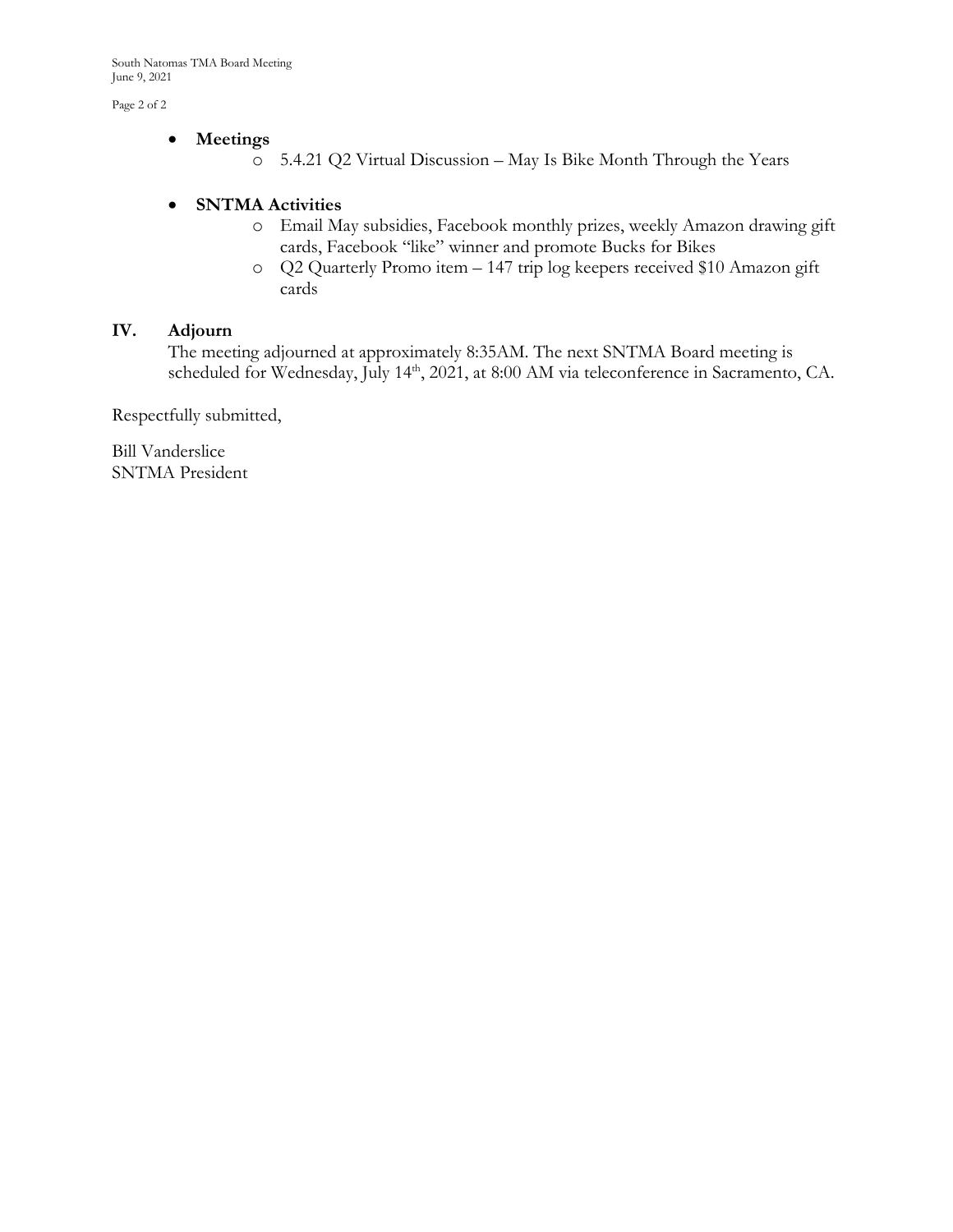- **Meetings**
  - 5.4.21 Q2 Virtual Discussion – May Is Bike Month Through the Years

- **SNTMA Activities**
  - Email May subsidies, Facebook monthly prizes, weekly Amazon drawing gift cards, Facebook "like" winner and promote Bucks for Bikes
  - Q2 Quarterly Promo item – 147 trip log keepers received $10 Amazon gift cards

## IV. Adjourn

The meeting adjourned at approximately 8:35AM. The next SNTMA Board meeting is scheduled for Wednesday, July 14th, 2021, at 8:00 AM via teleconference in Sacramento, CA.

Respectfully submitted,

Bill Vanderslice
SNTMA President